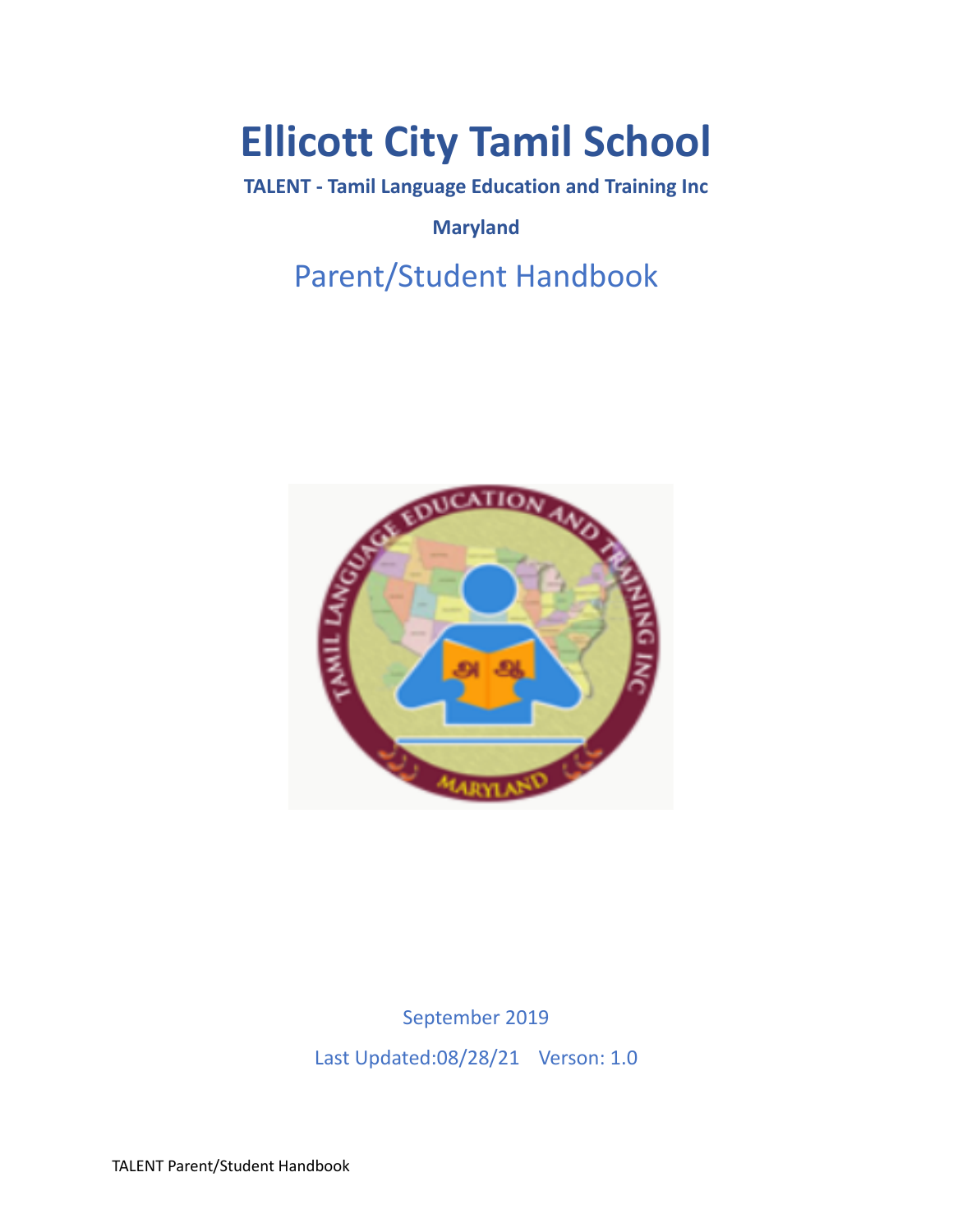# Ellicott City Tamil School

**TALENT - Tamil Language Education and Training Inc**

**Maryland**

## Parent/Student Handbook

September 2019

Last Updated:08/28/21 Verson: 1.0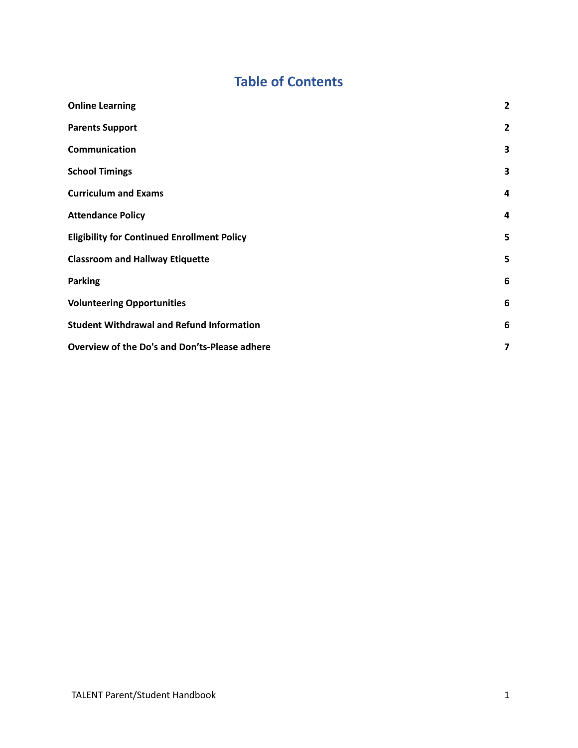# Table of Contents

| | |
|---|---|
| **Online Learning** | **2** |
| **Parents Support** | **2** |
| **Communication** | **3** |
| **School Timings** | **3** |
| **Curriculum and Exams** | **4** |
| **Attendance Policy** | **4** |
| **Eligibility for Continued Enrollment Policy** | **5** |
| **Classroom and Hallway Etiquette** | **5** |
| **Parking** | **6** |
| **Volunteering Opportunities** | **6** |
| **Student Withdrawal and Refund Information** | **6** |
| **Overview of the Do's and Don'ts-Please adhere** | **7** |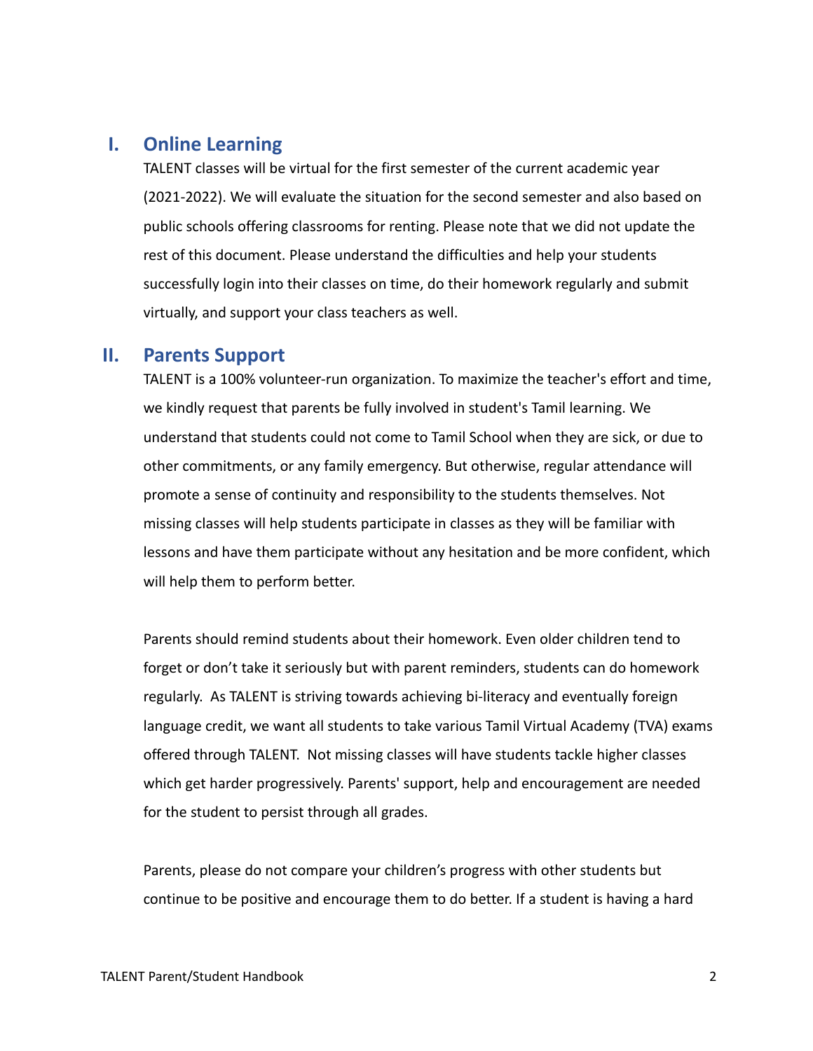## I. Online Learning

TALENT classes will be virtual for the first semester of the current academic year (2021-2022). We will evaluate the situation for the second semester and also based on public schools offering classrooms for renting. Please note that we did not update the rest of this document. Please understand the difficulties and help your students successfully login into their classes on time, do their homework regularly and submit virtually, and support your class teachers as well.

## II. Parents Support

TALENT is a 100% volunteer-run organization. To maximize the teacher's effort and time, we kindly request that parents be fully involved in student's Tamil learning. We understand that students could not come to Tamil School when they are sick, or due to other commitments, or any family emergency. But otherwise, regular attendance will promote a sense of continuity and responsibility to the students themselves. Not missing classes will help students participate in classes as they will be familiar with lessons and have them participate without any hesitation and be more confident, which will help them to perform better.

Parents should remind students about their homework. Even older children tend to forget or don't take it seriously but with parent reminders, students can do homework regularly. As TALENT is striving towards achieving bi-literacy and eventually foreign language credit, we want all students to take various Tamil Virtual Academy (TVA) exams offered through TALENT. Not missing classes will have students tackle higher classes which get harder progressively. Parents' support, help and encouragement are needed for the student to persist through all grades.

Parents, please do not compare your children's progress with other students but continue to be positive and encourage them to do better. If a student is having a hard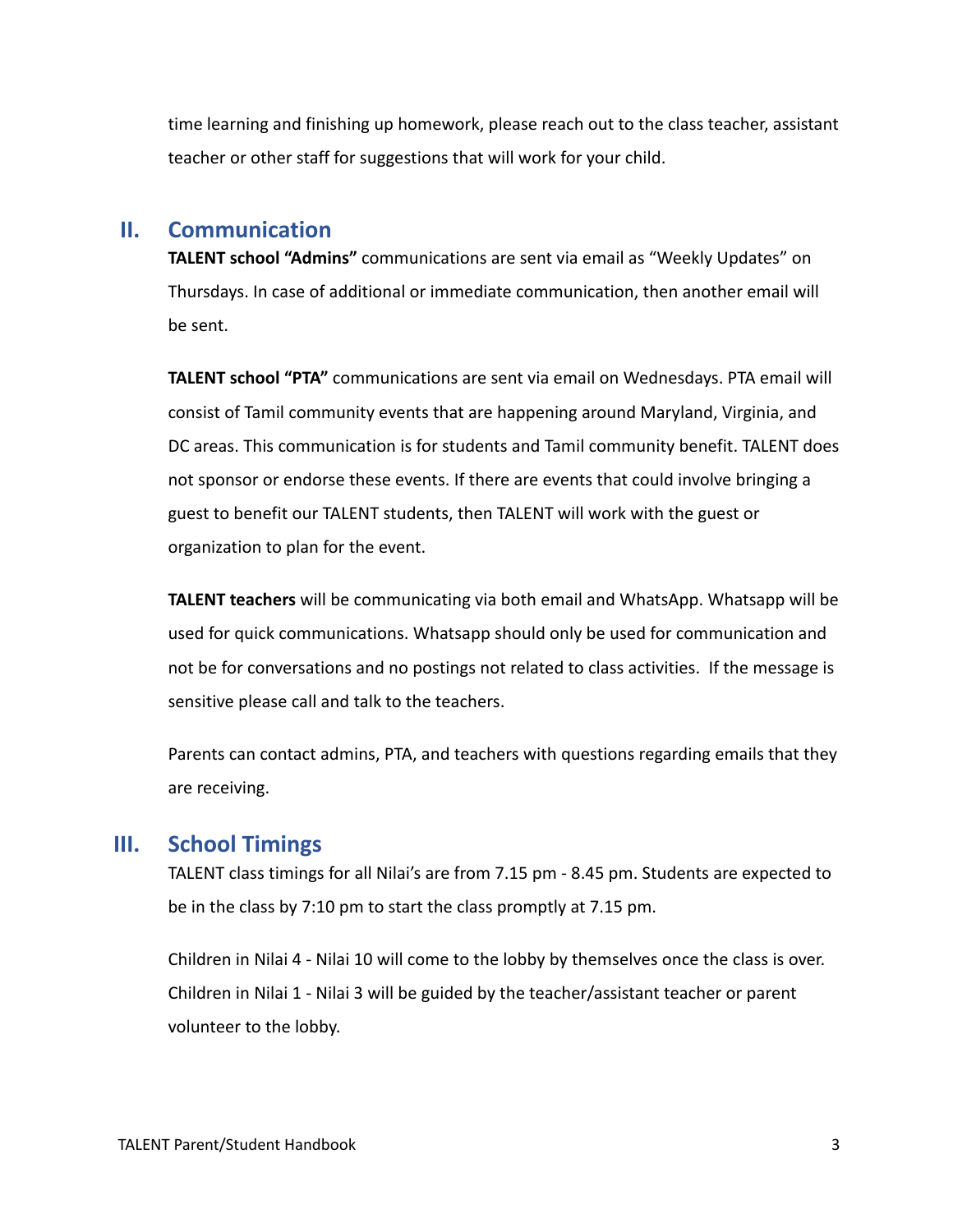time learning and finishing up homework, please reach out to the class teacher, assistant teacher or other staff for suggestions that will work for your child.

## II. Communication

**TALENT school "Admins"** communications are sent via email as "Weekly Updates" on Thursdays. In case of additional or immediate communication, then another email will be sent.

**TALENT school "PTA"** communications are sent via email on Wednesdays. PTA email will consist of Tamil community events that are happening around Maryland, Virginia, and DC areas. This communication is for students and Tamil community benefit. TALENT does not sponsor or endorse these events. If there are events that could involve bringing a guest to benefit our TALENT students, then TALENT will work with the guest or organization to plan for the event.

**TALENT teachers** will be communicating via both email and WhatsApp. Whatsapp will be used for quick communications. Whatsapp should only be used for communication and not be for conversations and no postings not related to class activities. If the message is sensitive please call and talk to the teachers.

Parents can contact admins, PTA, and teachers with questions regarding emails that they are receiving.

## III. School Timings

TALENT class timings for all Nilai's are from 7.15 pm - 8.45 pm. Students are expected to be in the class by 7:10 pm to start the class promptly at 7.15 pm.

Children in Nilai 4 - Nilai 10 will come to the lobby by themselves once the class is over. Children in Nilai 1 - Nilai 3 will be guided by the teacher/assistant teacher or parent volunteer to the lobby.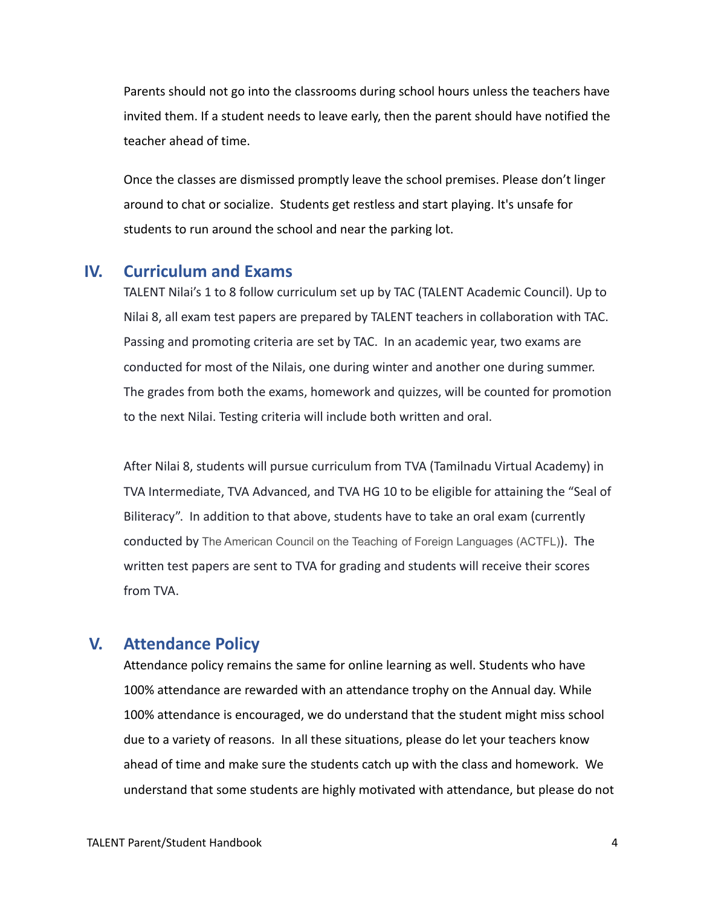Parents should not go into the classrooms during school hours unless the teachers have invited them. If a student needs to leave early, then the parent should have notified the teacher ahead of time.

Once the classes are dismissed promptly leave the school premises. Please don't linger around to chat or socialize. Students get restless and start playing. It's unsafe for students to run around the school and near the parking lot.

## IV. Curriculum and Exams

TALENT Nilai's 1 to 8 follow curriculum set up by TAC (TALENT Academic Council). Up to Nilai 8, all exam test papers are prepared by TALENT teachers in collaboration with TAC. Passing and promoting criteria are set by TAC. In an academic year, two exams are conducted for most of the Nilais, one during winter and another one during summer. The grades from both the exams, homework and quizzes, will be counted for promotion to the next Nilai. Testing criteria will include both written and oral.

After Nilai 8, students will pursue curriculum from TVA (Tamilnadu Virtual Academy) in TVA Intermediate, TVA Advanced, and TVA HG 10 to be eligible for attaining the "Seal of Biliteracy". In addition to that above, students have to take an oral exam (currently conducted by The American Council on the Teaching of Foreign Languages (ACTFL)). The written test papers are sent to TVA for grading and students will receive their scores from TVA.

## V. Attendance Policy

Attendance policy remains the same for online learning as well. Students who have 100% attendance are rewarded with an attendance trophy on the Annual day. While 100% attendance is encouraged, we do understand that the student might miss school due to a variety of reasons. In all these situations, please do let your teachers know ahead of time and make sure the students catch up with the class and homework. We understand that some students are highly motivated with attendance, but please do not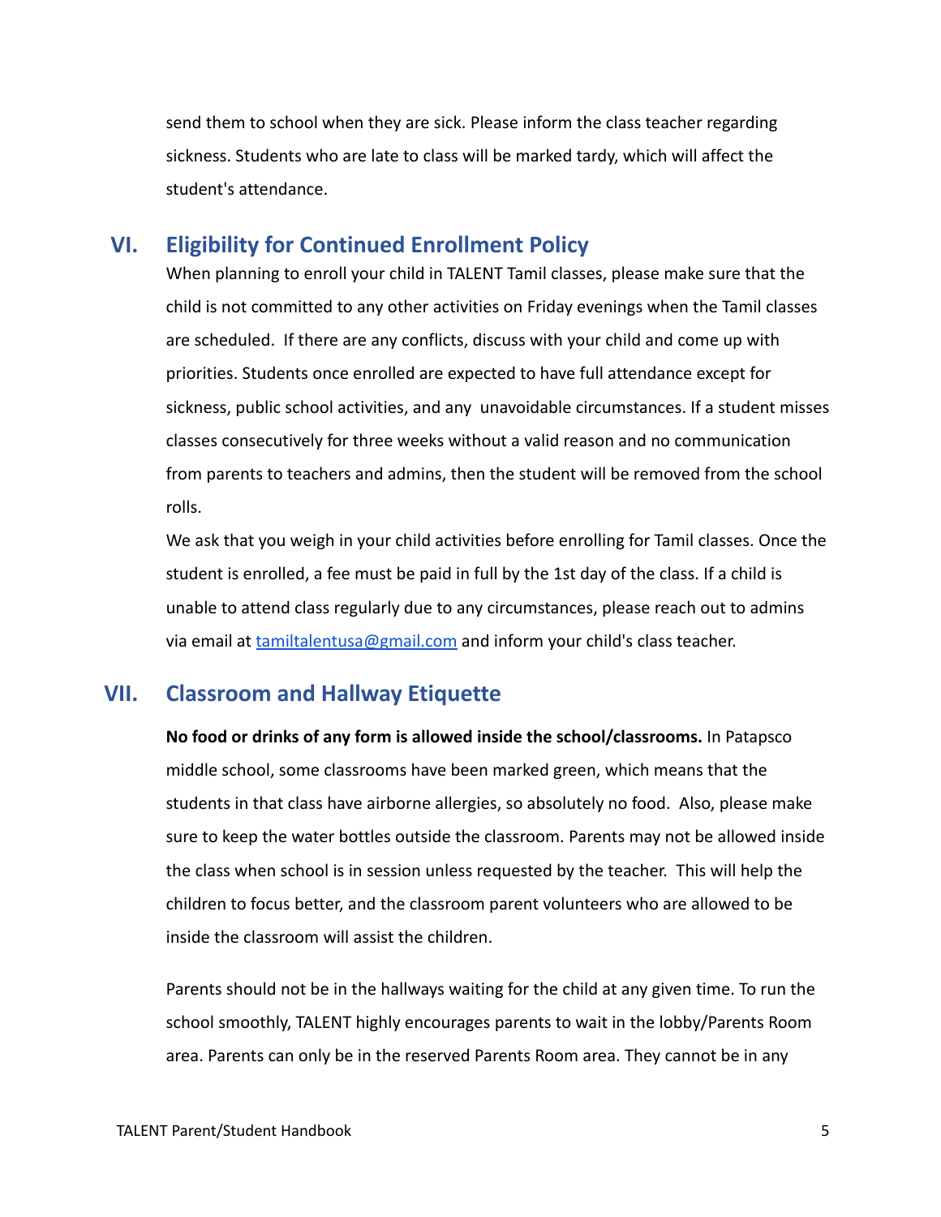send them to school when they are sick. Please inform the class teacher regarding sickness. Students who are late to class will be marked tardy, which will affect the student's attendance.

## VI. Eligibility for Continued Enrollment Policy

When planning to enroll your child in TALENT Tamil classes, please make sure that the child is not committed to any other activities on Friday evenings when the Tamil classes are scheduled. If there are any conflicts, discuss with your child and come up with priorities. Students once enrolled are expected to have full attendance except for sickness, public school activities, and any unavoidable circumstances. If a student misses classes consecutively for three weeks without a valid reason and no communication from parents to teachers and admins, then the student will be removed from the school rolls.

We ask that you weigh in your child activities before enrolling for Tamil classes. Once the student is enrolled, a fee must be paid in full by the 1st day of the class. If a child is unable to attend class regularly due to any circumstances, please reach out to admins via email at [tamiltalentusa@gmail.com](mailto:tamiltalentusa@gmail.com) and inform your child's class teacher.

## VII. Classroom and Hallway Etiquette

**No food or drinks of any form is allowed inside the school/classrooms.** In Patapsco middle school, some classrooms have been marked green, which means that the students in that class have airborne allergies, so absolutely no food. Also, please make sure to keep the water bottles outside the classroom. Parents may not be allowed inside the class when school is in session unless requested by the teacher. This will help the children to focus better, and the classroom parent volunteers who are allowed to be inside the classroom will assist the children.

Parents should not be in the hallways waiting for the child at any given time. To run the school smoothly, TALENT highly encourages parents to wait in the lobby/Parents Room area. Parents can only be in the reserved Parents Room area. They cannot be in any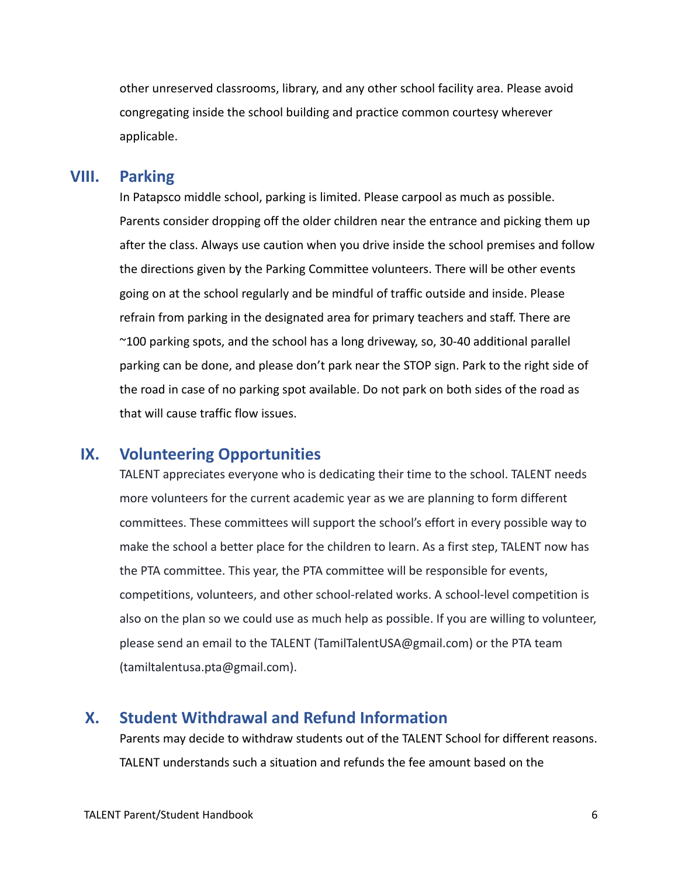other unreserved classrooms, library, and any other school facility area. Please avoid congregating inside the school building and practice common courtesy wherever applicable.

## VIII. Parking

In Patapsco middle school, parking is limited. Please carpool as much as possible. Parents consider dropping off the older children near the entrance and picking them up after the class. Always use caution when you drive inside the school premises and follow the directions given by the Parking Committee volunteers. There will be other events going on at the school regularly and be mindful of traffic outside and inside. Please refrain from parking in the designated area for primary teachers and staff. There are ~100 parking spots, and the school has a long driveway, so, 30-40 additional parallel parking can be done, and please don't park near the STOP sign. Park to the right side of the road in case of no parking spot available. Do not park on both sides of the road as that will cause traffic flow issues.

## IX. Volunteering Opportunities

TALENT appreciates everyone who is dedicating their time to the school. TALENT needs more volunteers for the current academic year as we are planning to form different committees. These committees will support the school's effort in every possible way to make the school a better place for the children to learn. As a first step, TALENT now has the PTA committee. This year, the PTA committee will be responsible for events, competitions, volunteers, and other school-related works. A school-level competition is also on the plan so we could use as much help as possible. If you are willing to volunteer, please send an email to the TALENT (TamilTalentUSA@gmail.com) or the PTA team (tamiltalentusa.pta@gmail.com).

## X. Student Withdrawal and Refund Information

Parents may decide to withdraw students out of the TALENT School for different reasons. TALENT understands such a situation and refunds the fee amount based on the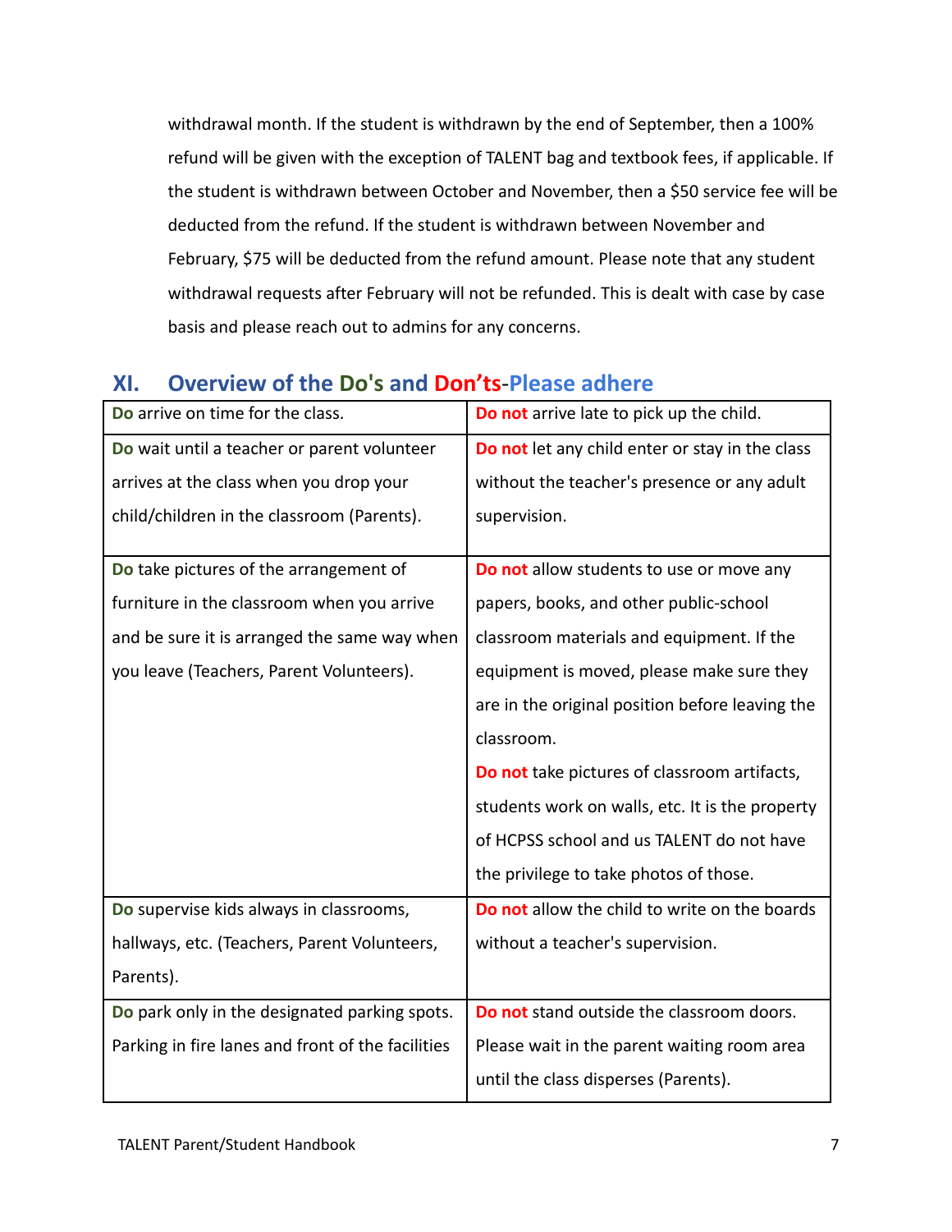withdrawal month. If the student is withdrawn by the end of September, then a 100% refund will be given with the exception of TALENT bag and textbook fees, if applicable. If the student is withdrawn between October and November, then a $50 service fee will be deducted from the refund. If the student is withdrawn between November and February, $75 will be deducted from the refund amount. Please note that any student withdrawal requests after February will not be refunded. This is dealt with case by case basis and please reach out to admins for any concerns.

## XI. Overview of the Do's and Don'ts-Please adhere

| | |
|---|---|
| **Do** arrive on time for the class. | **Do not** arrive late to pick up the child. |
| **Do** wait until a teacher or parent volunteer arrives at the class when you drop your child/children in the classroom (Parents). | **Do not** let any child enter or stay in the class without the teacher's presence or any adult supervision. |
| **Do** take pictures of the arrangement of furniture in the classroom when you arrive and be sure it is arranged the same way when you leave (Teachers, Parent Volunteers). | **Do not** allow students to use or move any papers, books, and other public-school classroom materials and equipment. If the equipment is moved, please make sure they are in the original position before leaving the classroom. **Do not** take pictures of classroom artifacts, students work on walls, etc. It is the property of HCPSS school and us TALENT do not have the privilege to take photos of those. |
| **Do** supervise kids always in classrooms, hallways, etc. (Teachers, Parent Volunteers, Parents). | **Do not** allow the child to write on the boards without a teacher's supervision. |
| **Do** park only in the designated parking spots. Parking in fire lanes and front of the facilities | **Do not** stand outside the classroom doors. Please wait in the parent waiting room area until the class disperses (Parents). |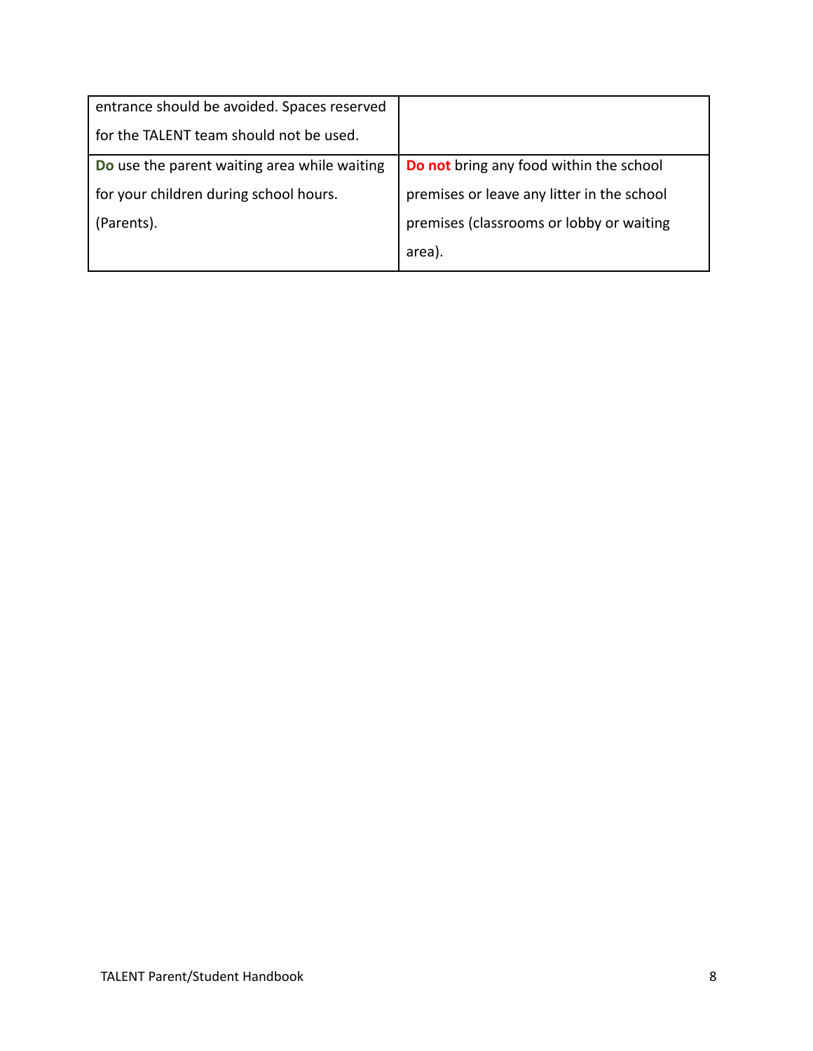| | |
|---|---|
| entrance should be avoided. Spaces reserved for the TALENT team should not be used. | |
| **Do** use the parent waiting area while waiting for your children during school hours. (Parents). | **Do not** bring any food within the school premises or leave any litter in the school premises (classrooms or lobby or waiting area). |